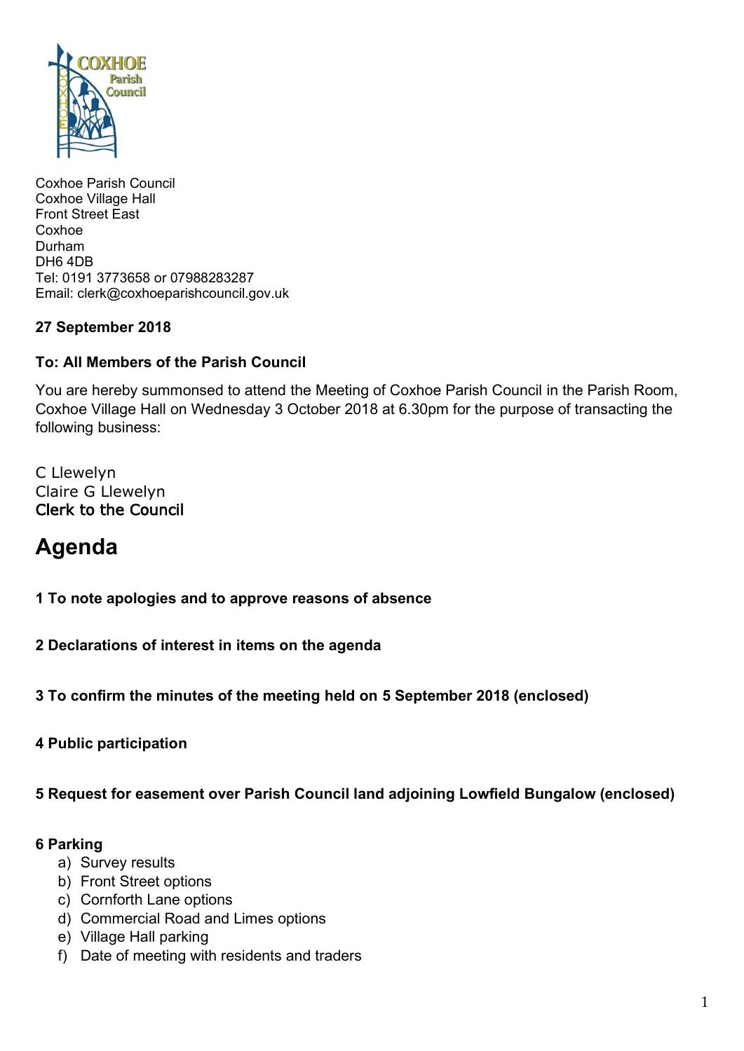Coxhoe Parish Council
Coxhoe Village Hall
Front Street East
Coxhoe
Durham
DH6 4DB
Tel: 0191 3773658 or 07988283287
Email: clerk@coxhoeparishcouncil.gov.uk

**27 September 2018**

**To: All Members of the Parish Council**

You are hereby summonsed to attend the Meeting of Coxhoe Parish Council in the Parish Room, Coxhoe Village Hall on Wednesday 3 October 2018 at 6.30pm for the purpose of transacting the following business:

C Llewelyn
Claire G Llewelyn
Clerk to the Council

# Agenda

**1 To note apologies and to approve reasons of absence**

**2 Declarations of interest in items on the agenda**

**3 To confirm the minutes of the meeting held on 5 September 2018 (enclosed)**

**4 Public participation**

**5 Request for easement over Parish Council land adjoining Lowfield Bungalow (enclosed)**

**6 Parking**

a) Survey results
b) Front Street options
c) Cornforth Lane options
d) Commercial Road and Limes options
e) Village Hall parking
f) Date of meeting with residents and traders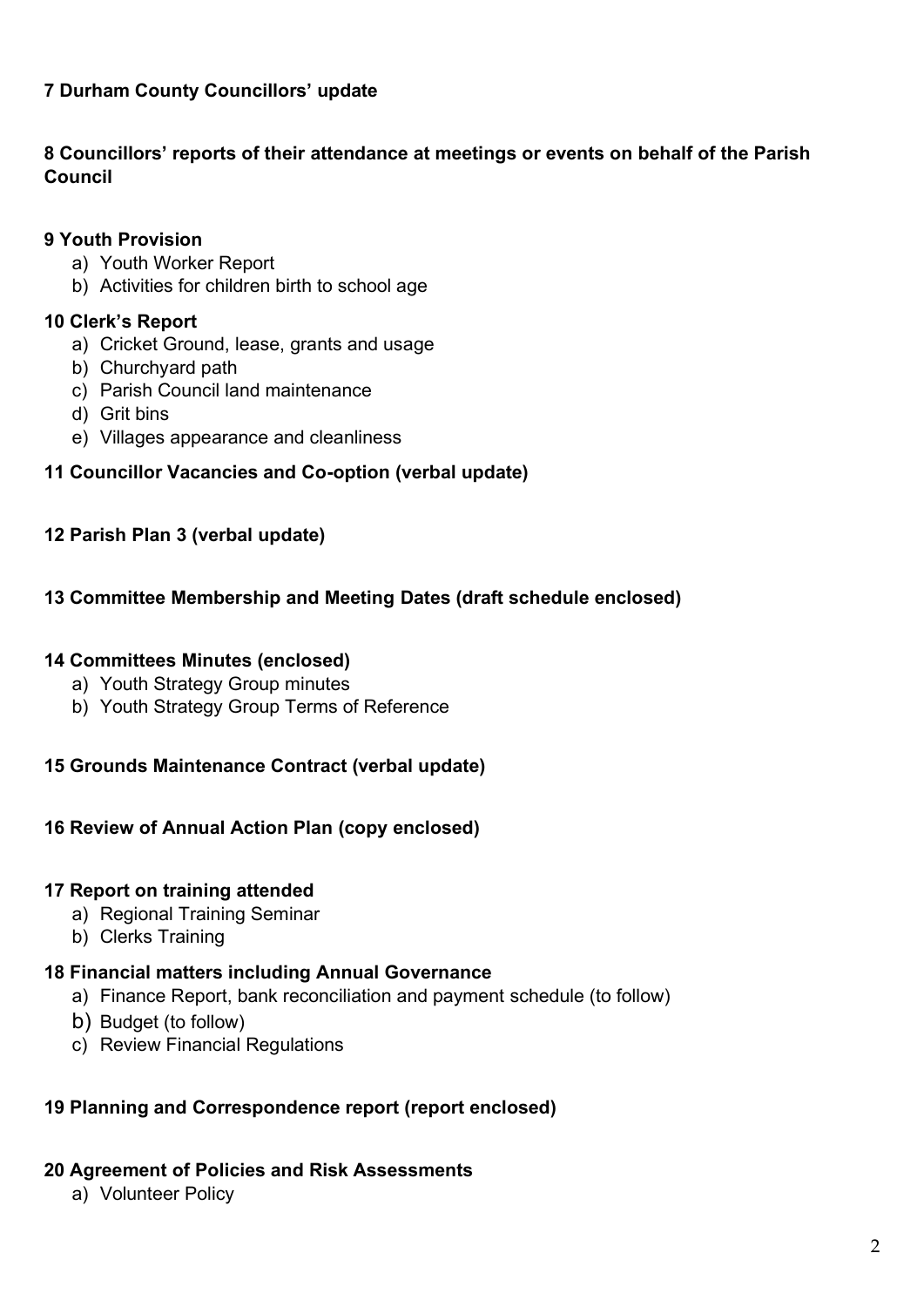**7 Durham County Councillors' update**

**8 Councillors' reports of their attendance at meetings or events on behalf of the Parish Council**

**9 Youth Provision**

a) Youth Worker Report
b) Activities for children birth to school age

**10 Clerk's Report**

a) Cricket Ground, lease, grants and usage
b) Churchyard path
c) Parish Council land maintenance
d) Grit bins
e) Villages appearance and cleanliness

**11 Councillor Vacancies and Co-option (verbal update)**

**12 Parish Plan 3 (verbal update)**

**13 Committee Membership and Meeting Dates (draft schedule enclosed)**

**14 Committees Minutes (enclosed)**

a) Youth Strategy Group minutes
b) Youth Strategy Group Terms of Reference

**15 Grounds Maintenance Contract (verbal update)**

**16 Review of Annual Action Plan (copy enclosed)**

**17 Report on training attended**

a) Regional Training Seminar
b) Clerks Training

**18 Financial matters including Annual Governance**

a) Finance Report, bank reconciliation and payment schedule (to follow)
b) Budget (to follow)
c) Review Financial Regulations

**19 Planning and Correspondence report (report enclosed)**

**20 Agreement of Policies and Risk Assessments**

a) Volunteer Policy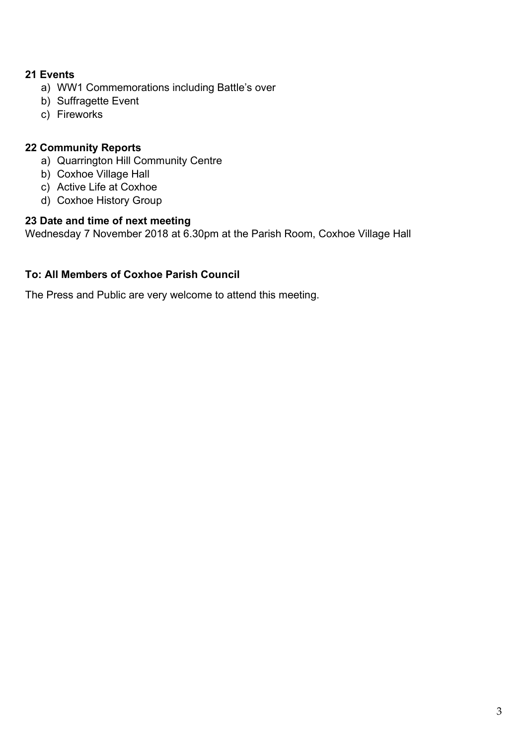**21 Events**

a) WW1 Commemorations including Battle's over
b) Suffragette Event
c) Fireworks

**22 Community Reports**

a) Quarrington Hill Community Centre
b) Coxhoe Village Hall
c) Active Life at Coxhoe
d) Coxhoe History Group

**23 Date and time of next meeting**

Wednesday 7 November 2018 at 6.30pm at the Parish Room, Coxhoe Village Hall

**To: All Members of Coxhoe Parish Council**

The Press and Public are very welcome to attend this meeting.